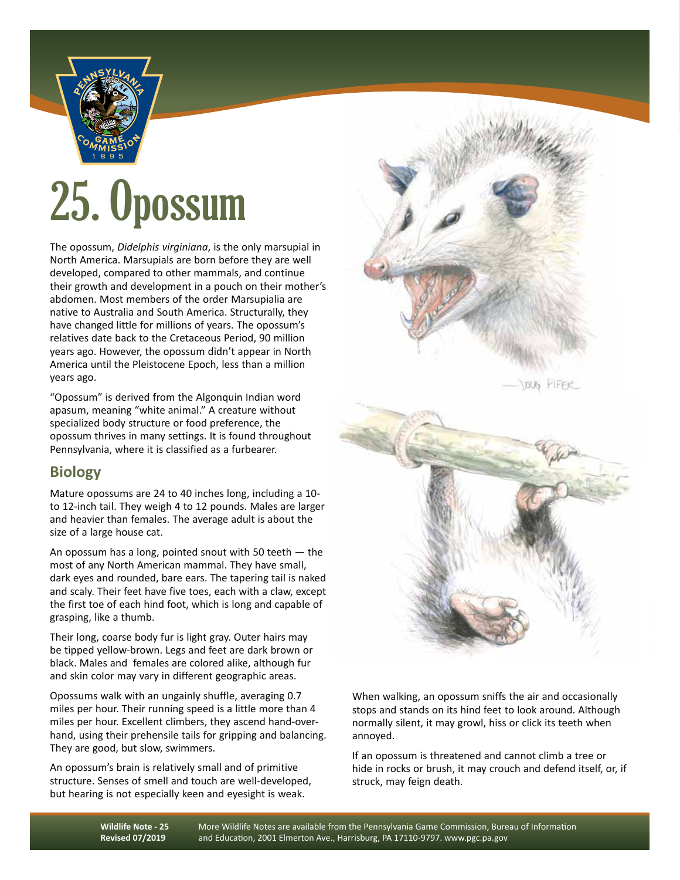# 25. Opossum

The opossum, *Didelphis virginiana*, is the only marsupial in North America. Marsupials are born before they are well developed, compared to other mammals, and continue their growth and development in a pouch on their mother's abdomen. Most members of the order Marsupialia are native to Australia and South America. Structurally, they have changed little for millions of years. The opossum's relatives date back to the Cretaceous Period, 90 million years ago. However, the opossum didn't appear in North America until the Pleistocene Epoch, less than a million years ago.

"Opossum" is derived from the Algonquin Indian word apasum, meaning "white animal." A creature without specialized body structure or food preference, the opossum thrives in many settings. It is found throughout Pennsylvania, where it is classified as a furbearer.

## Biology

Mature opossums are 24 to 40 inches long, including a 10- to 12-inch tail. They weigh 4 to 12 pounds. Males are larger and heavier than females. The average adult is about the size of a large house cat.

An opossum has a long, pointed snout with 50 teeth — the most of any North American mammal. They have small, dark eyes and rounded, bare ears. The tapering tail is naked and scaly. Their feet have five toes, each with a claw, except the first toe of each hind foot, which is long and capable of grasping, like a thumb.

Their long, coarse body fur is light gray. Outer hairs may be tipped yellow-brown. Legs and feet are dark brown or black. Males and females are colored alike, although fur and skin color may vary in different geographic areas.

Opossums walk with an ungainly shuffle, averaging 0.7 miles per hour. Their running speed is a little more than 4 miles per hour. Excellent climbers, they ascend hand-over-hand, using their prehensile tails for gripping and balancing. They are good, but slow, swimmers.

An opossum's brain is relatively small and of primitive structure. Senses of smell and touch are well-developed, but hearing is not especially keen and eyesight is weak.

When walking, an opossum sniffs the air and occasionally stops and stands on its hind feet to look around. Although normally silent, it may growl, hiss or click its teeth when annoyed.

If an opossum is threatened and cannot climb a tree or hide in rocks or brush, it may crouch and defend itself, or, if struck, may feign death.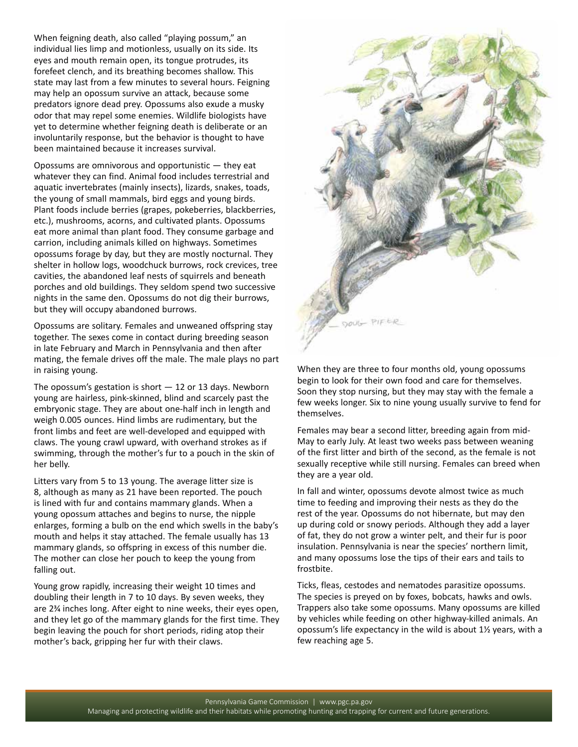When feigning death, also called "playing possum," an individual lies limp and motionless, usually on its side. Its eyes and mouth remain open, its tongue protrudes, its forefeet clench, and its breathing becomes shallow. This state may last from a few minutes to several hours. Feigning may help an opossum survive an attack, because some predators ignore dead prey. Opossums also exude a musky odor that may repel some enemies. Wildlife biologists have yet to determine whether feigning death is deliberate or an involuntarily response, but the behavior is thought to have been maintained because it increases survival.

Opossums are omnivorous and opportunistic — they eat whatever they can find. Animal food includes terrestrial and aquatic invertebrates (mainly insects), lizards, snakes, toads, the young of small mammals, bird eggs and young birds. Plant foods include berries (grapes, pokeberries, blackberries, etc.), mushrooms, acorns, and cultivated plants. Opossums eat more animal than plant food. They consume garbage and carrion, including animals killed on highways. Sometimes opossums forage by day, but they are mostly nocturnal. They shelter in hollow logs, woodchuck burrows, rock crevices, tree cavities, the abandoned leaf nests of squirrels and beneath porches and old buildings. They seldom spend two successive nights in the same den. Opossums do not dig their burrows, but they will occupy abandoned burrows.

Opossums are solitary. Females and unweaned offspring stay together. The sexes come in contact during breeding season in late February and March in Pennsylvania and then after mating, the female drives off the male. The male plays no part in raising young.

The opossum's gestation is short — 12 or 13 days. Newborn young are hairless, pink-skinned, blind and scarcely past the embryonic stage. They are about one-half inch in length and weigh 0.005 ounces. Hind limbs are rudimentary, but the front limbs and feet are well-developed and equipped with claws. The young crawl upward, with overhand strokes as if swimming, through the mother's fur to a pouch in the skin of her belly.

Litters vary from 5 to 13 young. The average litter size is 8, although as many as 21 have been reported. The pouch is lined with fur and contains mammary glands. When a young opossum attaches and begins to nurse, the nipple enlarges, forming a bulb on the end which swells in the baby's mouth and helps it stay attached. The female usually has 13 mammary glands, so offspring in excess of this number die. The mother can close her pouch to keep the young from falling out.

Young grow rapidly, increasing their weight 10 times and doubling their length in 7 to 10 days. By seven weeks, they are 2¾ inches long. After eight to nine weeks, their eyes open, and they let go of the mammary glands for the first time. They begin leaving the pouch for short periods, riding atop their mother's back, gripping her fur with their claws.

When they are three to four months old, young opossums begin to look for their own food and care for themselves. Soon they stop nursing, but they may stay with the female a few weeks longer. Six to nine young usually survive to fend for themselves.

Females may bear a second litter, breeding again from mid-May to early July. At least two weeks pass between weaning of the first litter and birth of the second, as the female is not sexually receptive while still nursing. Females can breed when they are a year old.

In fall and winter, opossums devote almost twice as much time to feeding and improving their nests as they do the rest of the year. Opossums do not hibernate, but may den up during cold or snowy periods. Although they add a layer of fat, they do not grow a winter pelt, and their fur is poor insulation. Pennsylvania is near the species' northern limit, and many opossums lose the tips of their ears and tails to frostbite.

Ticks, fleas, cestodes and nematodes parasitize opossums. The species is preyed on by foxes, bobcats, hawks and owls. Trappers also take some opossums. Many opossums are killed by vehicles while feeding on other highway-killed animals. An opossum's life expectancy in the wild is about 1½ years, with a few reaching age 5.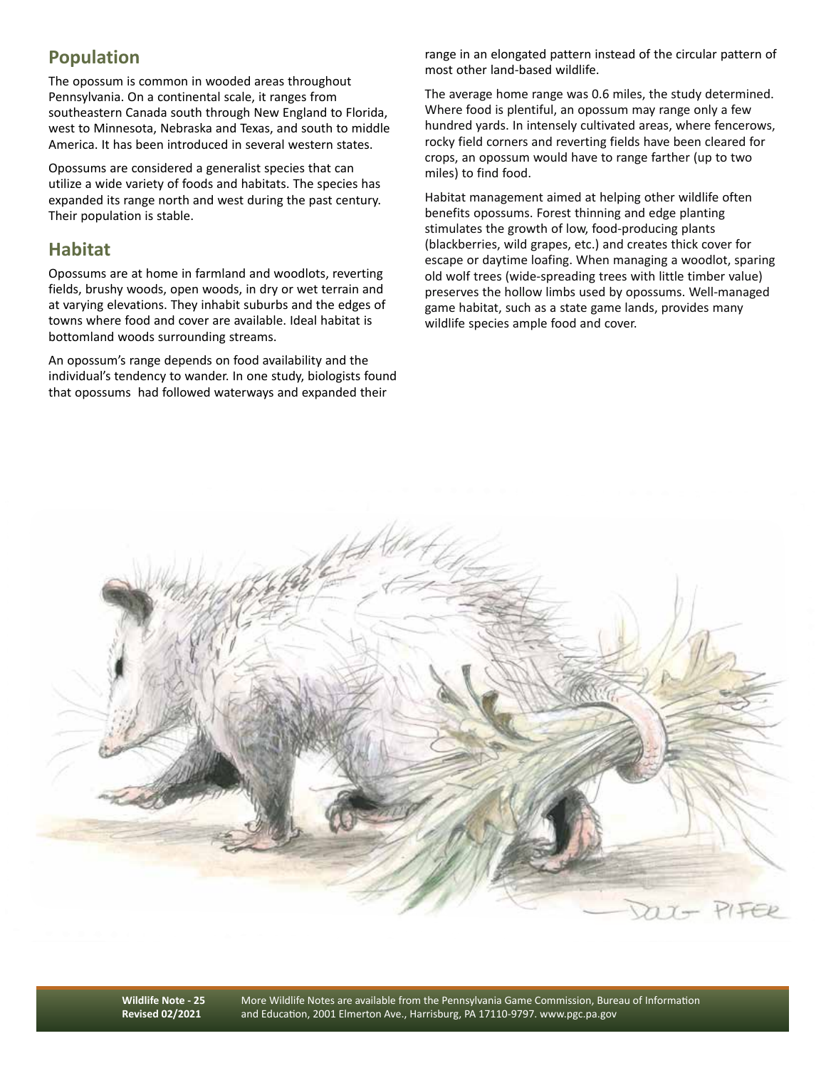## Population

The opossum is common in wooded areas throughout Pennsylvania. On a continental scale, it ranges from southeastern Canada south through New England to Florida, west to Minnesota, Nebraska and Texas, and south to middle America. It has been introduced in several western states.

Opossums are considered a generalist species that can utilize a wide variety of foods and habitats. The species has expanded its range north and west during the past century. Their population is stable.

## Habitat

Opossums are at home in farmland and woodlots, reverting fields, brushy woods, open woods, in dry or wet terrain and at varying elevations. They inhabit suburbs and the edges of towns where food and cover are available. Ideal habitat is bottomland woods surrounding streams.

An opossum's range depends on food availability and the individual's tendency to wander. In one study, biologists found that opossums had followed waterways and expanded their range in an elongated pattern instead of the circular pattern of most other land-based wildlife.

The average home range was 0.6 miles, the study determined. Where food is plentiful, an opossum may range only a few hundred yards. In intensely cultivated areas, where fencerows, rocky field corners and reverting fields have been cleared for crops, an opossum would have to range farther (up to two miles) to find food.

Habitat management aimed at helping other wildlife often benefits opossums. Forest thinning and edge planting stimulates the growth of low, food-producing plants (blackberries, wild grapes, etc.) and creates thick cover for escape or daytime loafing. When managing a woodlot, sparing old wolf trees (wide-spreading trees with little timber value) preserves the hollow limbs used by opossums. Well-managed game habitat, such as a state game lands, provides many wildlife species ample food and cover.

**Wildlife Note - 25**
**Revised 02/2021**

More Wildlife Notes are available from the Pennsylvania Game Commission, Bureau of Information and Education, 2001 Elmerton Ave., Harrisburg, PA 17110-9797. www.pgc.pa.gov